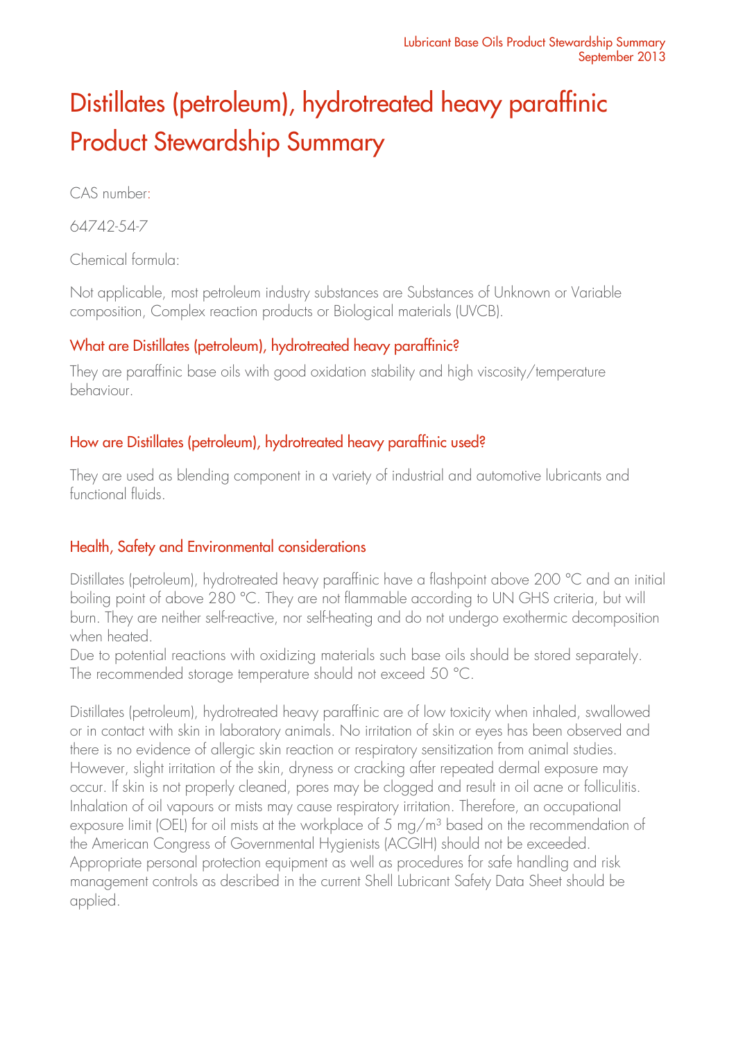# Distillates (petroleum), hydrotreated heavy paraffinic Product Stewardship Summary

CAS number:

64742-54-7

Chemical formula:

Not applicable, most petroleum industry substances are Substances of Unknown or Variable composition, Complex reaction products or Biological materials (UVCB).

## What are Distillates (petroleum), hydrotreated heavy paraffinic?

They are paraffinic base oils with good oxidation stability and high viscosity/temperature behaviour.

## How are Distillates (petroleum), hydrotreated heavy paraffinic used?

They are used as blending component in a variety of industrial and automotive lubricants and functional fluids.

## Health, Safety and Environmental considerations

Distillates (petroleum), hydrotreated heavy paraffinic have a flashpoint above 200 °C and an initial boiling point of above 280 °C. They are not flammable according to UN GHS criteria, but will burn. They are neither self-reactive, nor self-heating and do not undergo exothermic decomposition when heated.
Due to potential reactions with oxidizing materials such base oils should be stored separately. The recommended storage temperature should not exceed 50 °C.

Distillates (petroleum), hydrotreated heavy paraffinic are of low toxicity when inhaled, swallowed or in contact with skin in laboratory animals. No irritation of skin or eyes has been observed and there is no evidence of allergic skin reaction or respiratory sensitization from animal studies. However, slight irritation of the skin, dryness or cracking after repeated dermal exposure may occur. If skin is not properly cleaned, pores may be clogged and result in oil acne or folliculitis. Inhalation of oil vapours or mists may cause respiratory irritation. Therefore, an occupational exposure limit (OEL) for oil mists at the workplace of 5 $mg/m^3$ based on the recommendation of the American Congress of Governmental Hygienists (ACGIH) should not be exceeded. Appropriate personal protection equipment as well as procedures for safe handling and risk management controls as described in the current Shell Lubricant Safety Data Sheet should be applied.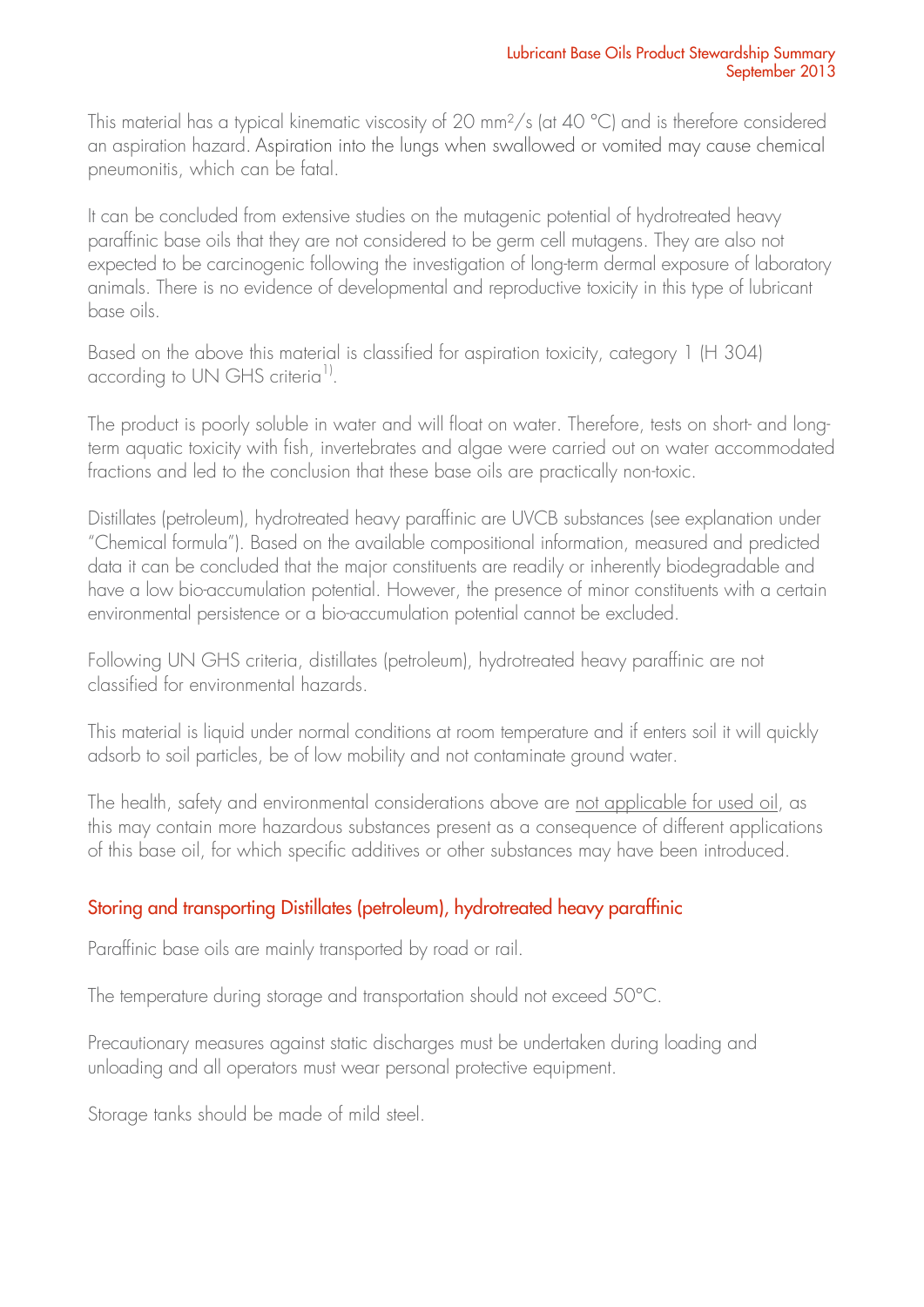This material has a typical kinematic viscosity of 20 mm²/s (at 40 °C) and is therefore considered an aspiration hazard. Aspiration into the lungs when swallowed or vomited may cause chemical pneumonitis, which can be fatal.

It can be concluded from extensive studies on the mutagenic potential of hydrotreated heavy paraffinic base oils that they are not considered to be germ cell mutagens. They are also not expected to be carcinogenic following the investigation of long-term dermal exposure of laboratory animals. There is no evidence of developmental and reproductive toxicity in this type of lubricant base oils.

Based on the above this material is classified for aspiration toxicity, category 1 (H 304) according to UN GHS criteria[1)].

The product is poorly soluble in water and will float on water. Therefore, tests on short- and long-term aquatic toxicity with fish, invertebrates and algae were carried out on water accommodated fractions and led to the conclusion that these base oils are practically non-toxic.

Distillates (petroleum), hydrotreated heavy paraffinic are UVCB substances (see explanation under "Chemical formula"). Based on the available compositional information, measured and predicted data it can be concluded that the major constituents are readily or inherently biodegradable and have a low bio-accumulation potential. However, the presence of minor constituents with a certain environmental persistence or a bio-accumulation potential cannot be excluded.

Following UN GHS criteria, distillates (petroleum), hydrotreated heavy paraffinic are not classified for environmental hazards.

This material is liquid under normal conditions at room temperature and if enters soil it will quickly adsorb to soil particles, be of low mobility and not contaminate ground water.

The health, safety and environmental considerations above are not applicable for used oil, as this may contain more hazardous substances present as a consequence of different applications of this base oil, for which specific additives or other substances may have been introduced.

## Storing and transporting Distillates (petroleum), hydrotreated heavy paraffinic

Paraffinic base oils are mainly transported by road or rail.

The temperature during storage and transportation should not exceed 50°C.

Precautionary measures against static discharges must be undertaken during loading and unloading and all operators must wear personal protective equipment.

Storage tanks should be made of mild steel.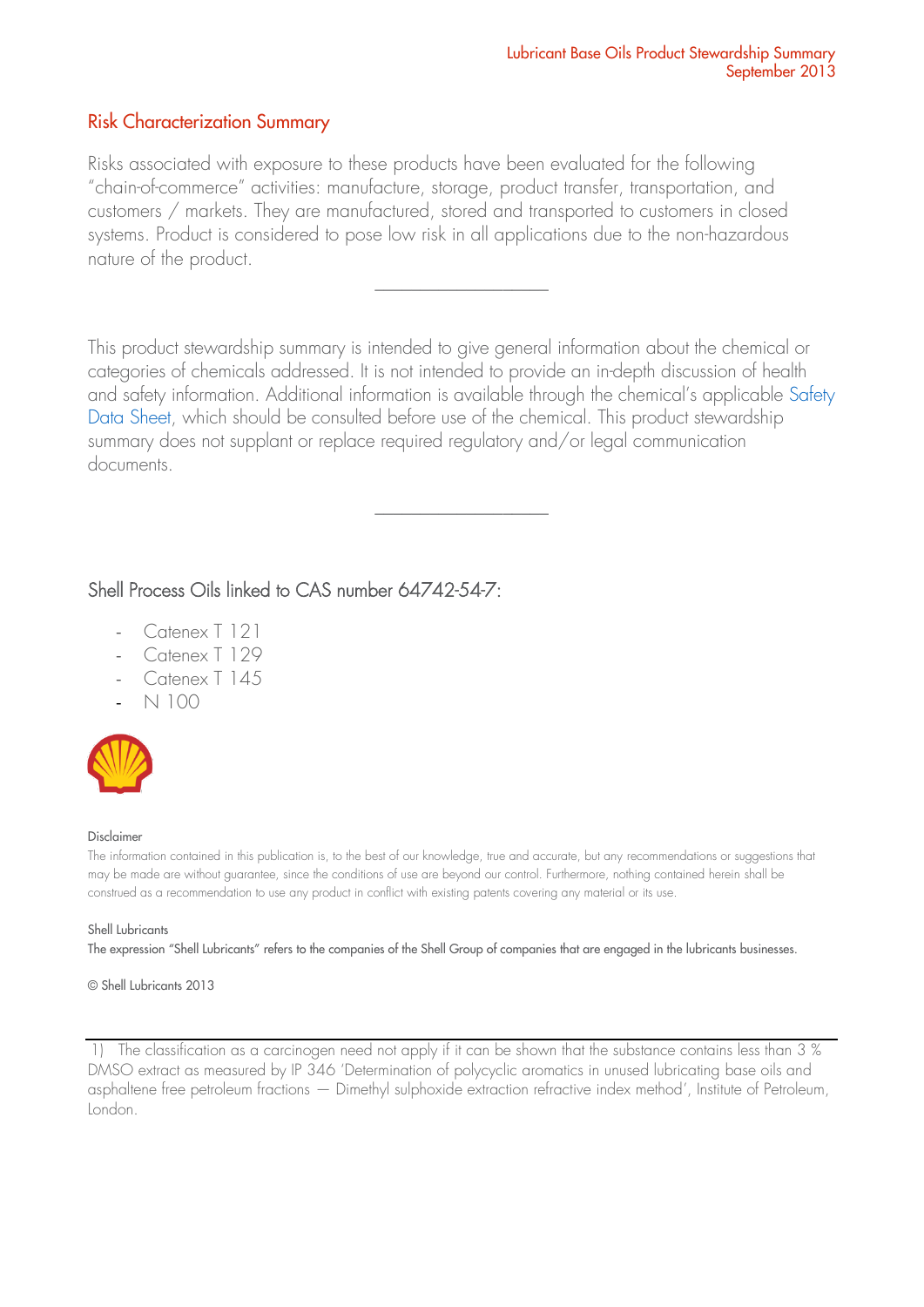## Risk Characterization Summary

Risks associated with exposure to these products have been evaluated for the following "chain-of-commerce" activities: manufacture, storage, product transfer, transportation, and customers / markets. They are manufactured, stored and transported to customers in closed systems. Product is considered to pose low risk in all applications due to the non-hazardous nature of the product.

---

This product stewardship summary is intended to give general information about the chemical or categories of chemicals addressed. It is not intended to provide an in-depth discussion of health and safety information. Additional information is available through the chemical's applicable Safety Data Sheet, which should be consulted before use of the chemical. This product stewardship summary does not supplant or replace required regulatory and/or legal communication documents.

---

### Shell Process Oils linked to CAS number 64742-54-7:

- Catenex T 121
- Catenex T 129
- Catenex T 145
- N 100

Disclaimer

The information contained in this publication is, to the best of our knowledge, true and accurate, but any recommendations or suggestions that may be made are without guarantee, since the conditions of use are beyond our control. Furthermore, nothing contained herein shall be construed as a recommendation to use any product in conflict with existing patents covering any material or its use.

Shell Lubricants

The expression "Shell Lubricants" refers to the companies of the Shell Group of companies that are engaged in the lubricants businesses.

© Shell Lubricants 2013

---

1) The classification as a carcinogen need not apply if it can be shown that the substance contains less than 3 % DMSO extract as measured by IP 346 'Determination of polycyclic aromatics in unused lubricating base oils and asphaltene free petroleum fractions — Dimethyl sulphoxide extraction refractive index method', Institute of Petroleum, London.